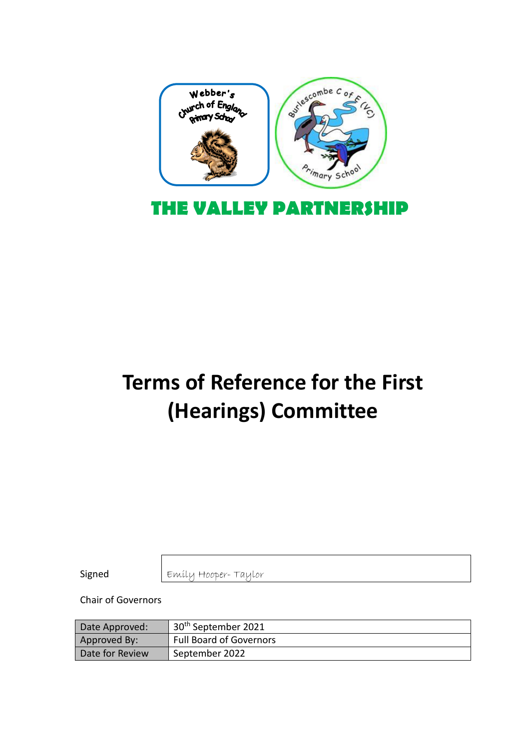THE VALLEY PARTNERSHIP

# Terms of Reference for the First (Hearings) Committee

Signed Emily Hooper- Taylor

Chair of Governors

| Date Approved: | 30th September 2021 |
|---|---|
| Approved By: | Full Board of Governors |
| Date for Review | September 2022 |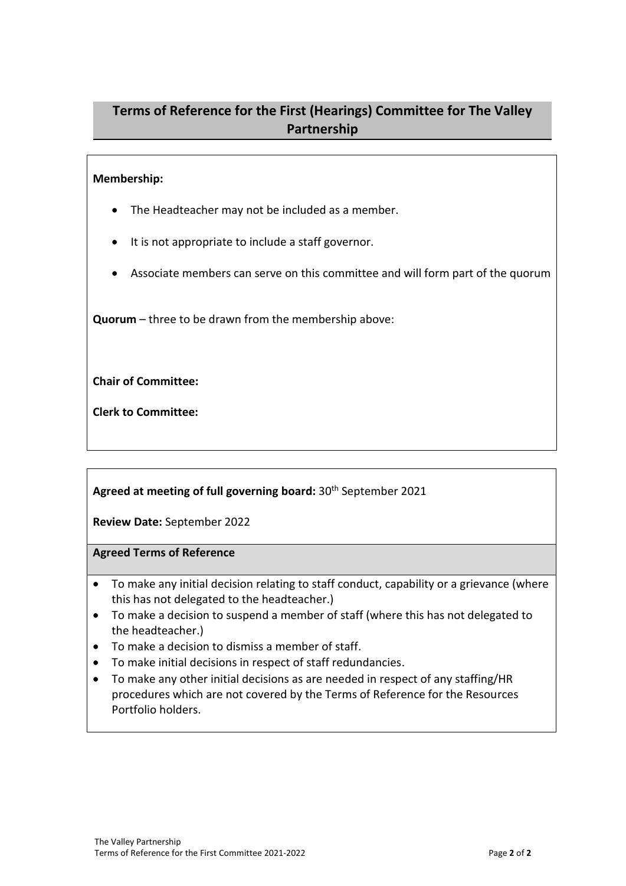# Terms of Reference for the First (Hearings) Committee for The Valley Partnership

**Membership:**

- The Headteacher may not be included as a member.
- It is not appropriate to include a staff governor.
- Associate members can serve on this committee and will form part of the quorum

**Quorum** – three to be drawn from the membership above:

**Chair of Committee:**

**Clerk to Committee:**

**Agreed at meeting of full governing board:** 30th September 2021

**Review Date:** September 2022

**Agreed Terms of Reference**

- To make any initial decision relating to staff conduct, capability or a grievance (where this has not delegated to the headteacher.)
- To make a decision to suspend a member of staff (where this has not delegated to the headteacher.)
- To make a decision to dismiss a member of staff.
- To make initial decisions in respect of staff redundancies.
- To make any other initial decisions as are needed in respect of any staffing/HR procedures which are not covered by the Terms of Reference for the Resources Portfolio holders.